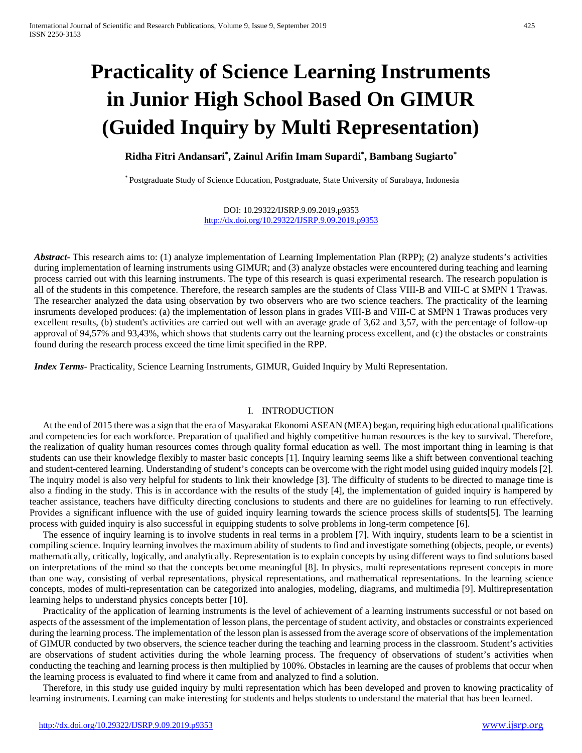# Practicality of Science Learning Instruments in Junior High School Based On GIMUR (Guided Inquiry by Multi Representation)

**Ridha Fitri Andansari[*], Zainul Arifin Imam Supardi[*], Bambang Sugiarto[*]**

[*] Postgraduate Study of Science Education, Postgraduate, State University of Surabaya, Indonesia

DOI: 10.29322/IJSRP.9.09.2019.p9353
http://dx.doi.org/10.29322/IJSRP.9.09.2019.p9353

***Abstract*-** This research aims to: (1) analyze implementation of Learning Implementation Plan (RPP); (2) analyze students's activities during implementation of learning instruments using GIMUR; and (3) analyze obstacles were encountered during teaching and learning process carried out with this learning instruments. The type of this research is quasi experimental research. The research population is all of the students in this competence. Therefore, the research samples are the students of Class VIII-B and VIII-C at SMPN 1 Trawas. The researcher analyzed the data using observation by two observers who are two science teachers. The practicality of the learning insruments developed produces: (a) the implementation of lesson plans in grades VIII-B and VIII-C at SMPN 1 Trawas produces very excellent results, (b) student's activities are carried out well with an average grade of 3,62 and 3,57, with the percentage of follow-up approval of 94,57% and 93,43%, which shows that students carry out the learning process excellent, and (c) the obstacles or constraints found during the research process exceed the time limit specified in the RPP.

***Index Terms*-** Practicality, Science Learning Instruments, GIMUR, Guided Inquiry by Multi Representation.

## I. INTRODUCTION

At the end of 2015 there was a sign that the era of Masyarakat Ekonomi ASEAN (MEA) began, requiring high educational qualifications and competencies for each workforce. Preparation of qualified and highly competitive human resources is the key to survival. Therefore, the realization of quality human resources comes through quality formal education as well. The most important thing in learning is that students can use their knowledge flexibly to master basic concepts [1]. Inquiry learning seems like a shift between conventional teaching and student-centered learning. Understanding of student's concepts can be overcome with the right model using guided inquiry models [2]. The inquiry model is also very helpful for students to link their knowledge [3]. The difficulty of students to be directed to manage time is also a finding in the study. This is in accordance with the results of the study [4], the implementation of guided inquiry is hampered by teacher assistance, teachers have difficulty directing conclusions to students and there are no guidelines for learning to run effectively. Provides a significant influence with the use of guided inquiry learning towards the science process skills of students[5]. The learning process with guided inquiry is also successful in equipping students to solve problems in long-term competence [6].

The essence of inquiry learning is to involve students in real terms in a problem [7]. With inquiry, students learn to be a scientist in compiling science. Inquiry learning involves the maximum ability of students to find and investigate something (objects, people, or events) mathematically, critically, logically, and analytically. Representation is to explain concepts by using different ways to find solutions based on interpretations of the mind so that the concepts become meaningful [8]. In physics, multi representations represent concepts in more than one way, consisting of verbal representations, physical representations, and mathematical representations. In the learning science concepts, modes of multi-representation can be categorized into analogies, modeling, diagrams, and multimedia [9]. Multirepresentation learning helps to understand physics concepts better [10].

Practicality of the application of learning instruments is the level of achievement of a learning instruments successful or not based on aspects of the assessment of the implementation of lesson plans, the percentage of student activity, and obstacles or constraints experienced during the learning process. The implementation of the lesson plan is assessed from the average score of observations of the implementation of GIMUR conducted by two observers, the science teacher during the teaching and learning process in the classroom. Student's activities are observations of student activities during the whole learning process. The frequency of observations of student's activities when conducting the teaching and learning process is then multiplied by 100%. Obstacles in learning are the causes of problems that occur when the learning process is evaluated to find where it came from and analyzed to find a solution.

Therefore, in this study use guided inquiry by multi representation which has been developed and proven to knowing practicality of learning instruments. Learning can make interesting for students and helps students to understand the material that has been learned.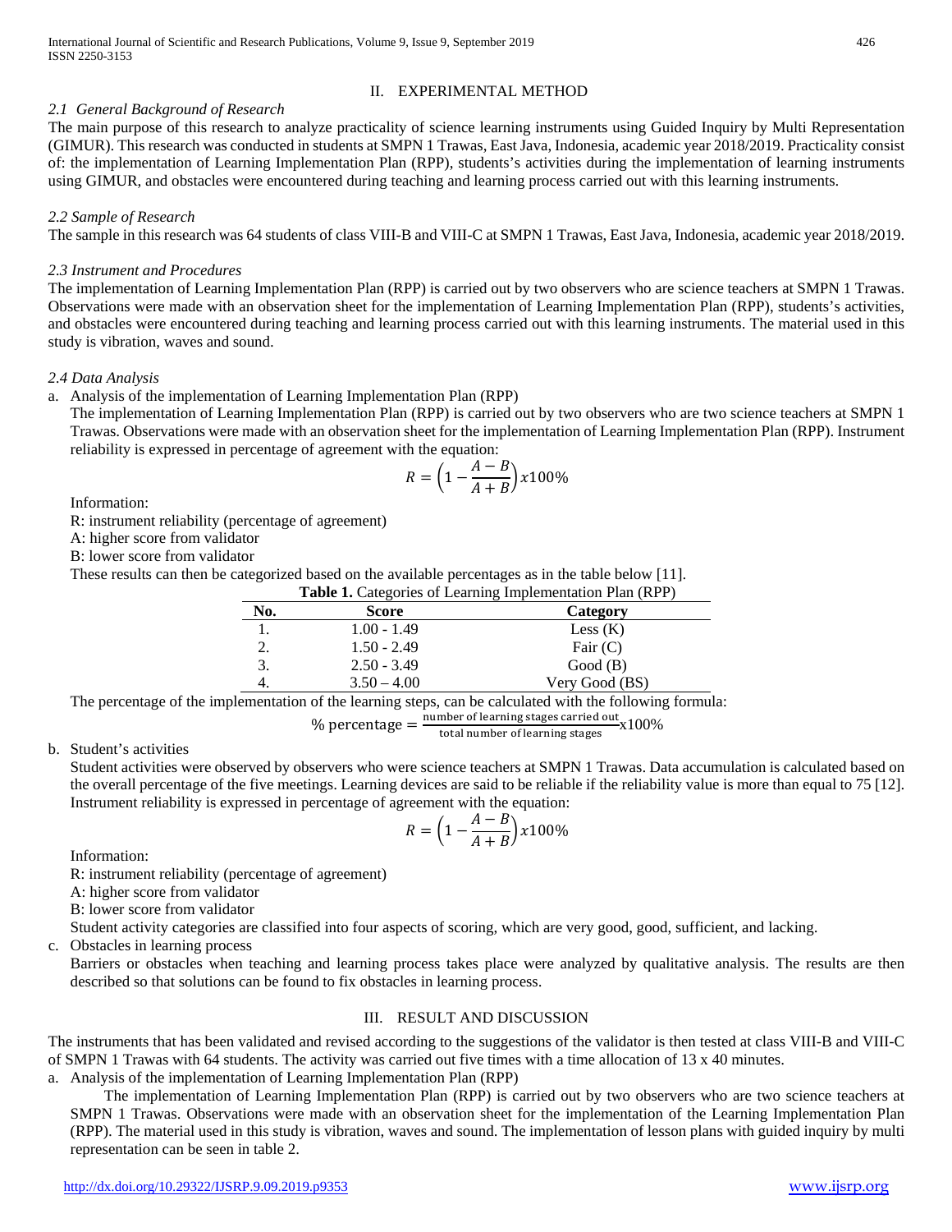## II. EXPERIMENTAL METHOD

### *2.1 General Background of Research*

The main purpose of this research to analyze practicality of science learning instruments using Guided Inquiry by Multi Representation (GIMUR). This research was conducted in students at SMPN 1 Trawas, East Java, Indonesia, academic year 2018/2019. Practicality consist of: the implementation of Learning Implementation Plan (RPP), students's activities during the implementation of learning instruments using GIMUR, and obstacles were encountered during teaching and learning process carried out with this learning instruments.

### *2.2 Sample of Research*

The sample in this research was 64 students of class VIII-B and VIII-C at SMPN 1 Trawas, East Java, Indonesia, academic year 2018/2019.

### *2.3 Instrument and Procedures*

The implementation of Learning Implementation Plan (RPP) is carried out by two observers who are science teachers at SMPN 1 Trawas. Observations were made with an observation sheet for the implementation of Learning Implementation Plan (RPP), students's activities, and obstacles were encountered during teaching and learning process carried out with this learning instruments. The material used in this study is vibration, waves and sound.

### *2.4 Data Analysis*

a. Analysis of the implementation of Learning Implementation Plan (RPP)

The implementation of Learning Implementation Plan (RPP) is carried out by two observers who are two science teachers at SMPN 1 Trawas. Observations were made with an observation sheet for the implementation of Learning Implementation Plan (RPP). Instrument reliability is expressed in percentage of agreement with the equation:

$$R = \left(1 - \frac{A-B}{A+B}\right)x100\%$$

Information:

R: instrument reliability (percentage of agreement)

A: higher score from validator

B: lower score from validator

These results can then be categorized based on the available percentages as in the table below [11].

**Table 1.** Categories of Learning Implementation Plan (RPP)

| No. | Score | Category |
|---|---|---|
| 1. | 1.00 - 1.49 | Less (K) |
| 2. | 1.50 - 2.49 | Fair (C) |
| 3. | 2.50 - 3.49 | Good (B) |
| 4. | 3.50 – 4.00 | Very Good (BS) |

The percentage of the implementation of the learning steps, can be calculated with the following formula:

$$\%\ \text{percentage} = \frac{\text{number of learning stages carried out}}{\text{total number of learning stages}}\text{x}100\%$$

b. Student's activities

Student activities were observed by observers who were science teachers at SMPN 1 Trawas. Data accumulation is calculated based on the overall percentage of the five meetings. Learning devices are said to be reliable if the reliability value is more than equal to 75 [12]. Instrument reliability is expressed in percentage of agreement with the equation:

$$R = \left(1 - \frac{A-B}{A+B}\right)x100\%$$

Information:

R: instrument reliability (percentage of agreement)

A: higher score from validator

B: lower score from validator

Student activity categories are classified into four aspects of scoring, which are very good, good, sufficient, and lacking.

c. Obstacles in learning process

Barriers or obstacles when teaching and learning process takes place were analyzed by qualitative analysis. The results are then described so that solutions can be found to fix obstacles in learning process.

## III. RESULT AND DISCUSSION

The instruments that has been validated and revised according to the suggestions of the validator is then tested at class VIII-B and VIII-C of SMPN 1 Trawas with 64 students. The activity was carried out five times with a time allocation of 13 x 40 minutes.

a. Analysis of the implementation of Learning Implementation Plan (RPP)

The implementation of Learning Implementation Plan (RPP) is carried out by two observers who are two science teachers at SMPN 1 Trawas. Observations were made with an observation sheet for the implementation of the Learning Implementation Plan (RPP). The material used in this study is vibration, waves and sound. The implementation of lesson plans with guided inquiry by multi representation can be seen in table 2.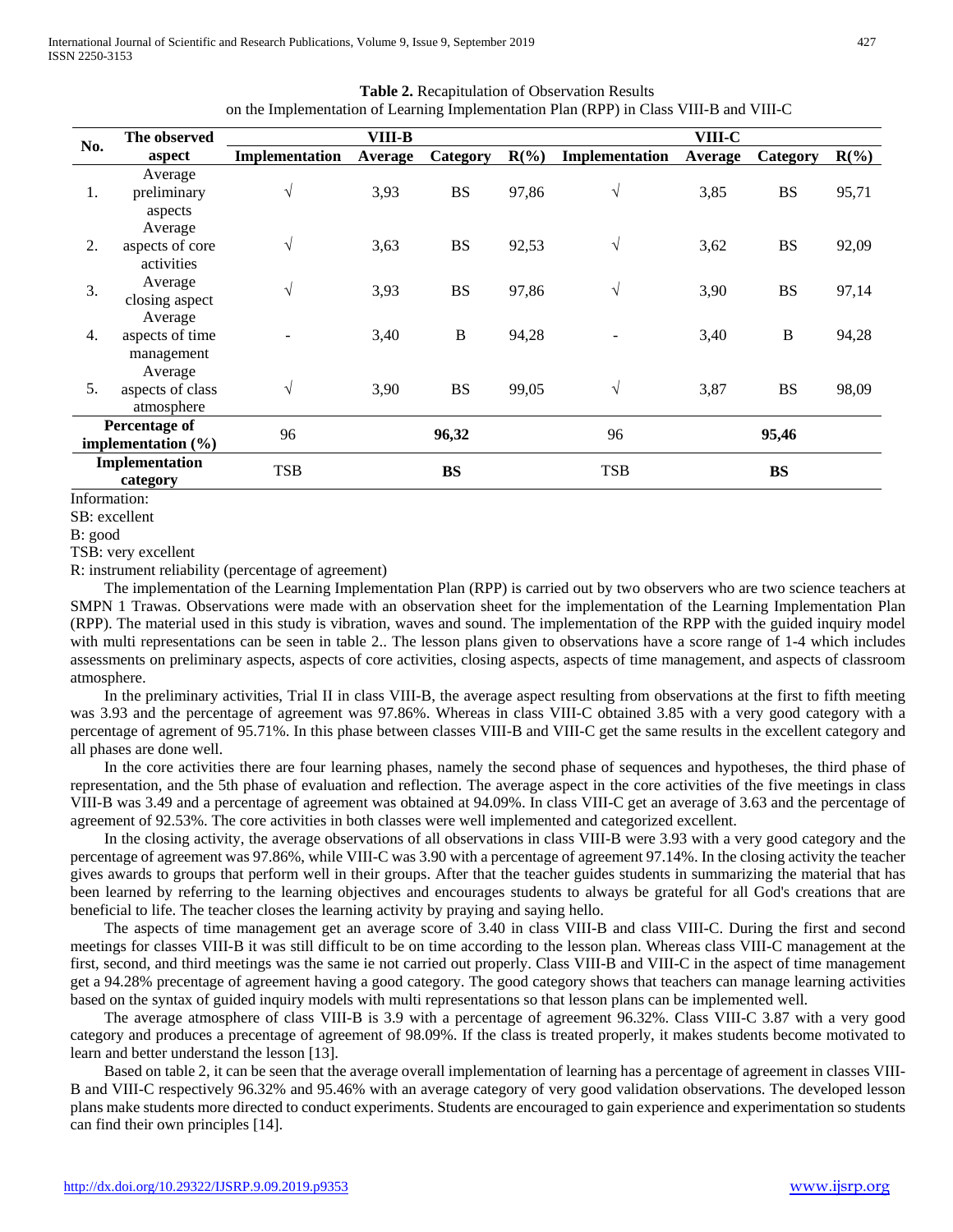**Table 2.** Recapitulation of Observation Results on the Implementation of Learning Implementation Plan (RPP) in Class VIII-B and VIII-C

| No. | The observed aspect | VIII-B | | | | VIII-C | | | |
|---|---|---|---|---|---|---|---|---|---|
| | | Implementation | Average | Category | R(%) | Implementation | Average | Category | R(%) |
| 1. | Average preliminary aspects | √ | 3,93 | BS | 97,86 | √ | 3,85 | BS | 95,71 |
| 2. | Average aspects of core activities | √ | 3,63 | BS | 92,53 | √ | 3,62 | BS | 92,09 |
| 3. | Average closing aspect | √ | 3,93 | BS | 97,86 | √ | 3,90 | BS | 97,14 |
| 4. | Average aspects of time management | - | 3,40 | B | 94,28 | - | 3,40 | B | 94,28 |
| 5. | Average aspects of class atmosphere | √ | 3,90 | BS | 99,05 | √ | 3,87 | BS | 98,09 |
| **Percentage of implementation (%)** | | 96 | **96,32** | | | 96 | **95,46** | | |
| **Implementation category** | | TSB | **BS** | | | TSB | **BS** | | |

Information:
SB: excellent
B: good
TSB: very excellent
R: instrument reliability (percentage of agreement)

The implementation of the Learning Implementation Plan (RPP) is carried out by two observers who are two science teachers at SMPN 1 Trawas. Observations were made with an observation sheet for the implementation of the Learning Implementation Plan (RPP). The material used in this study is vibration, waves and sound. The implementation of the RPP with the guided inquiry model with multi representations can be seen in table 2.. The lesson plans given to observations have a score range of 1-4 which includes assessments on preliminary aspects, aspects of core activities, closing aspects, aspects of time management, and aspects of classroom atmosphere.

In the preliminary activities, Trial II in class VIII-B, the average aspect resulting from observations at the first to fifth meeting was 3.93 and the percentage of agreement was 97.86%. Whereas in class VIII-C obtained 3.85 with a very good category with a percentage of agrement of 95.71%. In this phase between classes VIII-B and VIII-C get the same results in the excellent category and all phases are done well.

In the core activities there are four learning phases, namely the second phase of sequences and hypotheses, the third phase of representation, and the 5th phase of evaluation and reflection. The average aspect in the core activities of the five meetings in class VIII-B was 3.49 and a percentage of agreement was obtained at 94.09%. In class VIII-C get an average of 3.63 and the percentage of agreement of 92.53%. The core activities in both classes were well implemented and categorized excellent.

In the closing activity, the average observations of all observations in class VIII-B were 3.93 with a very good category and the percentage of agreement was 97.86%, while VIII-C was 3.90 with a percentage of agreement 97.14%. In the closing activity the teacher gives awards to groups that perform well in their groups. After that the teacher guides students in summarizing the material that has been learned by referring to the learning objectives and encourages students to always be grateful for all God's creations that are beneficial to life. The teacher closes the learning activity by praying and saying hello.

The aspects of time management get an average score of 3.40 in class VIII-B and class VIII-C. During the first and second meetings for classes VIII-B it was still difficult to be on time according to the lesson plan. Whereas class VIII-C management at the first, second, and third meetings was the same ie not carried out properly. Class VIII-B and VIII-C in the aspect of time management get a 94.28% precentage of agreement having a good category. The good category shows that teachers can manage learning activities based on the syntax of guided inquiry models with multi representations so that lesson plans can be implemented well.

The average atmosphere of class VIII-B is 3.9 with a percentage of agreement 96.32%. Class VIII-C 3.87 with a very good category and produces a precentage of agreement of 98.09%. If the class is treated properly, it makes students become motivated to learn and better understand the lesson [13].

Based on table 2, it can be seen that the average overall implementation of learning has a percentage of agreement in classes VIII-B and VIII-C respectively 96.32% and 95.46% with an average category of very good validation observations. The developed lesson plans make students more directed to conduct experiments. Students are encouraged to gain experience and experimentation so students can find their own principles [14].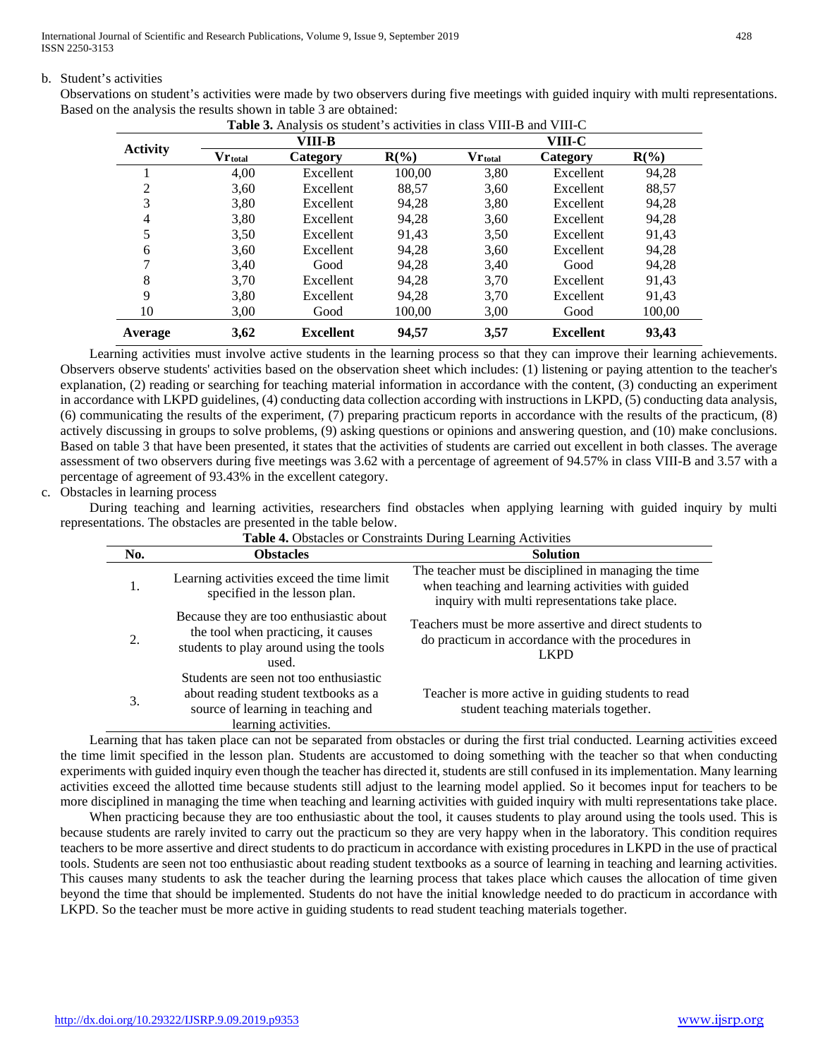b. Student's activities

Observations on student's activities were made by two observers during five meetings with guided inquiry with multi representations. Based on the analysis the results shown in table 3 are obtained:

**Table 3.** Analysis os student's activities in class VIII-B and VIII-C

| Activity | VIII-B | | | VIII-C | | |
|---|---|---|---|---|---|---|
| | $Vr_{total}$ | Category | R(%) | $Vr_{total}$ | Category | R(%) |
| 1 | 4,00 | Excellent | 100,00 | 3,80 | Excellent | 94,28 |
| 2 | 3,60 | Excellent | 88,57 | 3,60 | Excellent | 88,57 |
| 3 | 3,80 | Excellent | 94,28 | 3,80 | Excellent | 94,28 |
| 4 | 3,80 | Excellent | 94,28 | 3,60 | Excellent | 94,28 |
| 5 | 3,50 | Excellent | 91,43 | 3,50 | Excellent | 91,43 |
| 6 | 3,60 | Excellent | 94,28 | 3,60 | Excellent | 94,28 |
| 7 | 3,40 | Good | 94,28 | 3,40 | Good | 94,28 |
| 8 | 3,70 | Excellent | 94,28 | 3,70 | Excellent | 91,43 |
| 9 | 3,80 | Excellent | 94,28 | 3,70 | Excellent | 91,43 |
| 10 | 3,00 | Good | 100,00 | 3,00 | Good | 100,00 |
| **Average** | **3,62** | **Excellent** | **94,57** | **3,57** | **Excellent** | **93,43** |

Learning activities must involve active students in the learning process so that they can improve their learning achievements. Observers observe students' activities based on the observation sheet which includes: (1) listening or paying attention to the teacher's explanation, (2) reading or searching for teaching material information in accordance with the content, (3) conducting an experiment in accordance with LKPD guidelines, (4) conducting data collection according with instructions in LKPD, (5) conducting data analysis, (6) communicating the results of the experiment, (7) preparing practicum reports in accordance with the results of the practicum, (8) actively discussing in groups to solve problems, (9) asking questions or opinions and answering question, and (10) make conclusions. Based on table 3 that have been presented, it states that the activities of students are carried out excellent in both classes. The average assessment of two observers during five meetings was 3.62 with a percentage of agreement of 94.57% in class VIII-B and 3.57 with a percentage of agreement of 93.43% in the excellent category.

c. Obstacles in learning process

During teaching and learning activities, researchers find obstacles when applying learning with guided inquiry by multi representations. The obstacles are presented in the table below.

**Table 4.** Obstacles or Constraints During Learning Activities

| No. | Obstacles | Solution |
|---|---|---|
| 1. | Learning activities exceed the time limit specified in the lesson plan. | The teacher must be disciplined in managing the time when teaching and learning activities with guided inquiry with multi representations take place. |
| 2. | Because they are too enthusiastic about the tool when practicing, it causes students to play around using the tools used. | Teachers must be more assertive and direct students to do practicum in accordance with the procedures in LKPD |
| 3. | Students are seen not too enthusiastic about reading student textbooks as a source of learning in teaching and learning activities. | Teacher is more active in guiding students to read student teaching materials together. |

Learning that has taken place can not be separated from obstacles or during the first trial conducted. Learning activities exceed the time limit specified in the lesson plan. Students are accustomed to doing something with the teacher so that when conducting experiments with guided inquiry even though the teacher has directed it, students are still confused in its implementation. Many learning activities exceed the allotted time because students still adjust to the learning model applied. So it becomes input for teachers to be more disciplined in managing the time when teaching and learning activities with guided inquiry with multi representations take place.

When practicing because they are too enthusiastic about the tool, it causes students to play around using the tools used. This is because students are rarely invited to carry out the practicum so they are very happy when in the laboratory. This condition requires teachers to be more assertive and direct students to do practicum in accordance with existing procedures in LKPD in the use of practical tools. Students are seen not too enthusiastic about reading student textbooks as a source of learning in teaching and learning activities. This causes many students to ask the teacher during the learning process that takes place which causes the allocation of time given beyond the time that should be implemented. Students do not have the initial knowledge needed to do practicum in accordance with LKPD. So the teacher must be more active in guiding students to read student teaching materials together.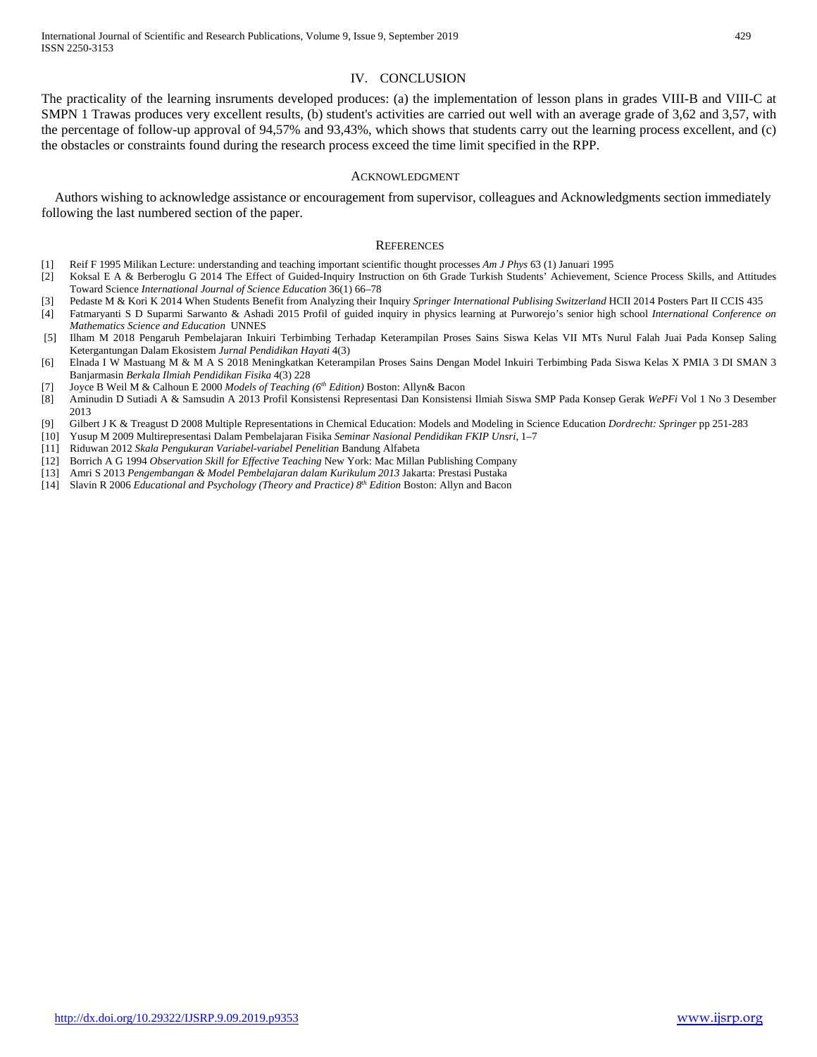## IV. CONCLUSION

The practicality of the learning insruments developed produces: (a) the implementation of lesson plans in grades VIII-B and VIII-C at SMPN 1 Trawas produces very excellent results, (b) student's activities are carried out well with an average grade of 3,62 and 3,57, with the percentage of follow-up approval of 94,57% and 93,43%, which shows that students carry out the learning process excellent, and (c) the obstacles or constraints found during the research process exceed the time limit specified in the RPP.

## ACKNOWLEDGMENT

Authors wishing to acknowledge assistance or encouragement from supervisor, colleagues and Acknowledgments section immediately following the last numbered section of the paper.

## REFERENCES

[1] Reif F 1995 Milikan Lecture: understanding and teaching important scientific thought processes *Am J Phys* 63 (1) Januari 1995

[2] Koksal E A & Berberoglu G 2014 The Effect of Guided-Inquiry Instruction on 6th Grade Turkish Students' Achievement, Science Process Skills, and Attitudes Toward Science *International Journal of Science Education* 36(1) 66–78

[3] Pedaste M & Kori K 2014 When Students Benefit from Analyzing their Inquiry *Springer International Publising Switzerland* HCII 2014 Posters Part II CCIS 435

[4] Fatmaryanti S D Suparmi Sarwanto & Ashadi 2015 Profil of guided inquiry in physics learning at Purworejo's senior high school *International Conference on Mathematics Science and Education* UNNES

[5] Ilham M 2018 Pengaruh Pembelajaran Inkuiri Terbimbing Terhadap Keterampilan Proses Sains Siswa Kelas VII MTs Nurul Falah Juai Pada Konsep Saling Ketergantungan Dalam Ekosistem *Jurnal Pendidikan Hayati* 4(3)

[6] Elnada I W Mastuang M & M A S 2018 Meningkatkan Keterampilan Proses Sains Dengan Model Inkuiri Terbimbing Pada Siswa Kelas X PMIA 3 DI SMAN 3 Banjarmasin *Berkala Ilmiah Pendidikan Fisika* 4(3) 228

[7] Joyce B Weil M & Calhoun E 2000 *Models of Teaching (6th Edition)* Boston: Allyn& Bacon

[8] Aminudin D Sutiadi A & Samsudin A 2013 Profil Konsistensi Representasi Dan Konsistensi Ilmiah Siswa SMP Pada Konsep Gerak *WePFi* Vol 1 No 3 Desember 2013

[9] Gilbert J K & Treagust D 2008 Multiple Representations in Chemical Education: Models and Modeling in Science Education *Dordrecht: Springer* pp 251-283

[10] Yusup M 2009 Multirepresentasi Dalam Pembelajaran Fisika *Seminar Nasional Pendidikan FKIP Unsri*, 1–7

[11] Riduwan 2012 *Skala Pengukuran Variabel-variabel Penelitian* Bandung Alfabeta

[12] Borrich A G 1994 *Observation Skill for Effective Teaching* New York: Mac Millan Publishing Company

[13] Amri S 2013 *Pengembangan & Model Pembelajaran dalam Kurikulum 2013* Jakarta: Prestasi Pustaka

[14] Slavin R 2006 *Educational and Psychology (Theory and Practice) 8th Edition* Boston: Allyn and Bacon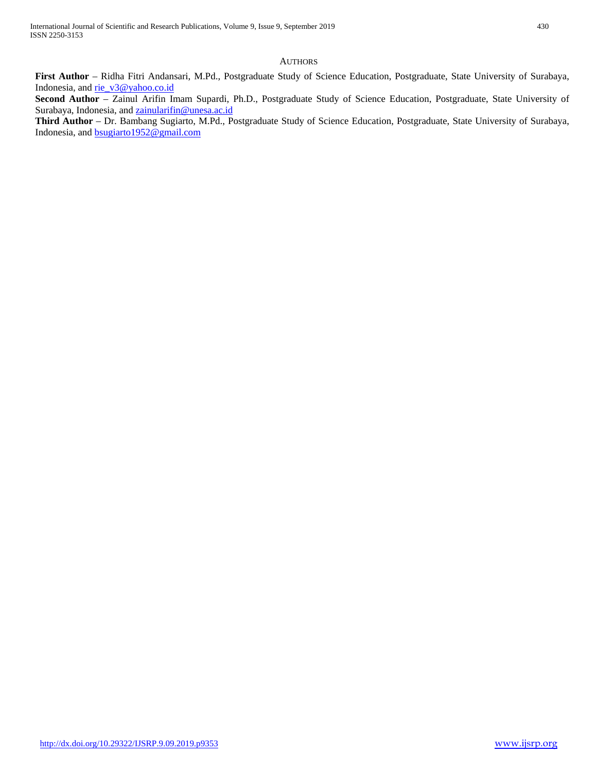## AUTHORS

**First Author** – Ridha Fitri Andansari, M.Pd., Postgraduate Study of Science Education, Postgraduate, State University of Surabaya, Indonesia, and rie_v3@yahoo.co.id

**Second Author** – Zainul Arifin Imam Supardi, Ph.D., Postgraduate Study of Science Education, Postgraduate, State University of Surabaya, Indonesia, and zainularifin@unesa.ac.id

**Third Author** – Dr. Bambang Sugiarto, M.Pd., Postgraduate Study of Science Education, Postgraduate, State University of Surabaya, Indonesia, and bsugiarto1952@gmail.com